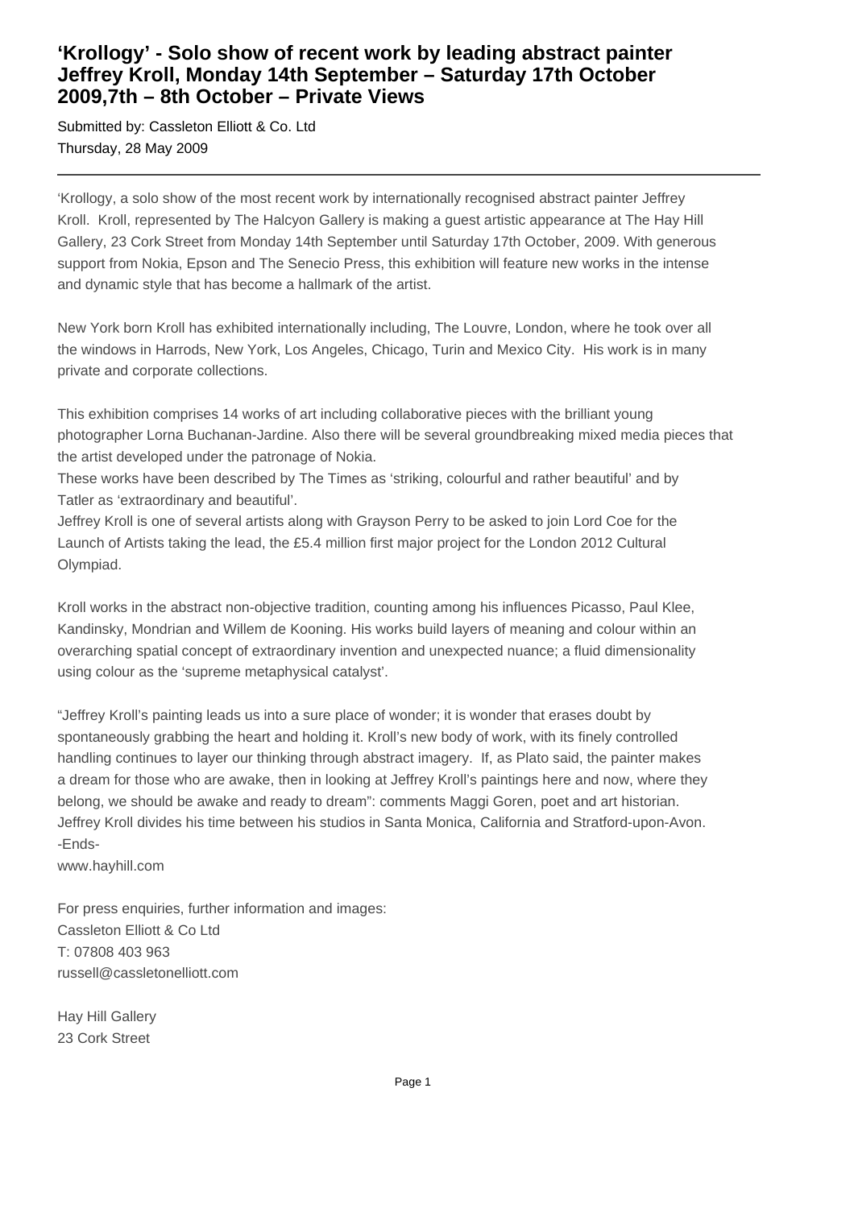# 'Krollogy' - Solo show of recent work by leading abstract painter Jeffrey Kroll, Monday 14th September – Saturday 17th October 2009,7th – 8th October – Private Views

Submitted by: Cassleton Elliott & Co. Ltd
Thursday, 28 May 2009

---

'Krollogy, a solo show of the most recent work by internationally recognised abstract painter Jeffrey Kroll.  Kroll, represented by The Halcyon Gallery is making a guest artistic appearance at The Hay Hill Gallery, 23 Cork Street from Monday 14th September until Saturday 17th October, 2009. With generous support from Nokia, Epson and The Senecio Press, this exhibition will feature new works in the intense and dynamic style that has become a hallmark of the artist.

New York born Kroll has exhibited internationally including, The Louvre, London, where he took over all the windows in Harrods, New York, Los Angeles, Chicago, Turin and Mexico City.  His work is in many private and corporate collections.

This exhibition comprises 14 works of art including collaborative pieces with the brilliant young photographer Lorna Buchanan-Jardine. Also there will be several groundbreaking mixed media pieces that the artist developed under the patronage of Nokia.
These works have been described by The Times as 'striking, colourful and rather beautiful' and by Tatler as 'extraordinary and beautiful'.
Jeffrey Kroll is one of several artists along with Grayson Perry to be asked to join Lord Coe for the Launch of Artists taking the lead, the £5.4 million first major project for the London 2012 Cultural Olympiad.

Kroll works in the abstract non-objective tradition, counting among his influences Picasso, Paul Klee, Kandinsky, Mondrian and Willem de Kooning. His works build layers of meaning and colour within an overarching spatial concept of extraordinary invention and unexpected nuance; a fluid dimensionality using colour as the 'supreme metaphysical catalyst'.

"Jeffrey Kroll's painting leads us into a sure place of wonder; it is wonder that erases doubt by spontaneously grabbing the heart and holding it. Kroll's new body of work, with its finely controlled handling continues to layer our thinking through abstract imagery.  If, as Plato said, the painter makes a dream for those who are awake, then in looking at Jeffrey Kroll's paintings here and now, where they belong, we should be awake and ready to dream": comments Maggi Goren, poet and art historian.
Jeffrey Kroll divides his time between his studios in Santa Monica, California and Stratford-upon-Avon.
-Ends-
www.hayhill.com

For press enquiries, further information and images:
Cassleton Elliott & Co Ltd
T: 07808 403 963
russell@cassletonelliott.com

Hay Hill Gallery
23 Cork Street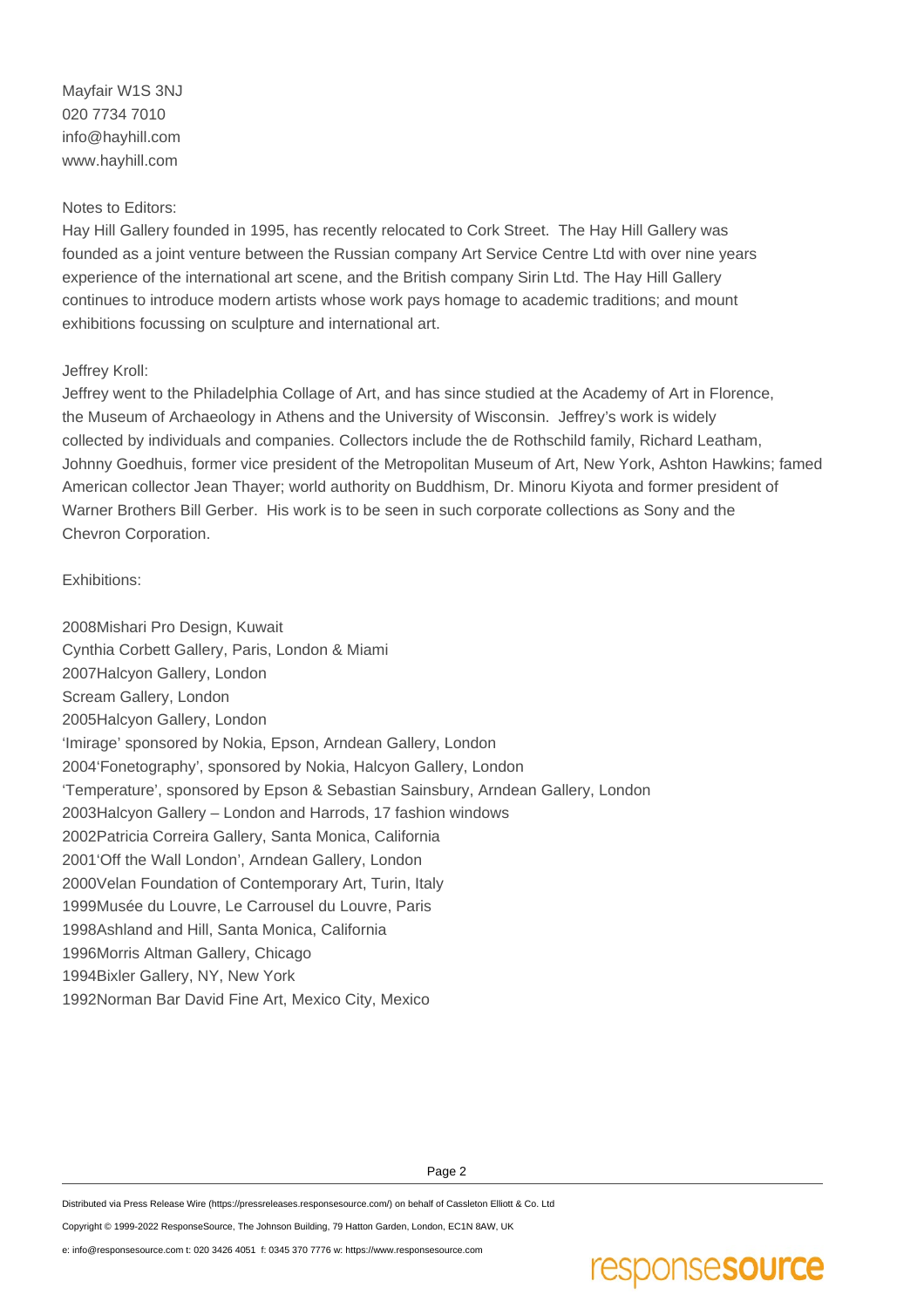Mayfair W1S 3NJ
020 7734 7010
info@hayhill.com
www.hayhill.com

Notes to Editors:

Hay Hill Gallery founded in 1995, has recently relocated to Cork Street.  The Hay Hill Gallery was founded as a joint venture between the Russian company Art Service Centre Ltd with over nine years experience of the international art scene, and the British company Sirin Ltd. The Hay Hill Gallery continues to introduce modern artists whose work pays homage to academic traditions; and mount exhibitions focussing on sculpture and international art.

Jeffrey Kroll:

Jeffrey went to the Philadelphia Collage of Art, and has since studied at the Academy of Art in Florence, the Museum of Archaeology in Athens and the University of Wisconsin.  Jeffrey's work is widely collected by individuals and companies. Collectors include the de Rothschild family, Richard Leatham, Johnny Goedhuis, former vice president of the Metropolitan Museum of Art, New York, Ashton Hawkins; famed American collector Jean Thayer; world authority on Buddhism, Dr. Minoru Kiyota and former president of Warner Brothers Bill Gerber.  His work is to be seen in such corporate collections as Sony and the Chevron Corporation.

Exhibitions:

2008Mishari Pro Design, Kuwait
Cynthia Corbett Gallery, Paris, London & Miami
2007Halcyon Gallery, London
Scream Gallery, London
2005Halcyon Gallery, London
'Imirage' sponsored by Nokia, Epson, Arndean Gallery, London
2004'Fonetography', sponsored by Nokia, Halcyon Gallery, London
'Temperature', sponsored by Epson & Sebastian Sainsbury, Arndean Gallery, London
2003Halcyon Gallery – London and Harrods, 17 fashion windows
2002Patricia Correira Gallery, Santa Monica, California
2001'Off the Wall London', Arndean Gallery, London
2000Velan Foundation of Contemporary Art, Turin, Italy
1999Musée du Louvre, Le Carrousel du Louvre, Paris
1998Ashland and Hill, Santa Monica, California
1996Morris Altman Gallery, Chicago
1994Bixler Gallery, NY, New York
1992Norman Bar David Fine Art, Mexico City, Mexico